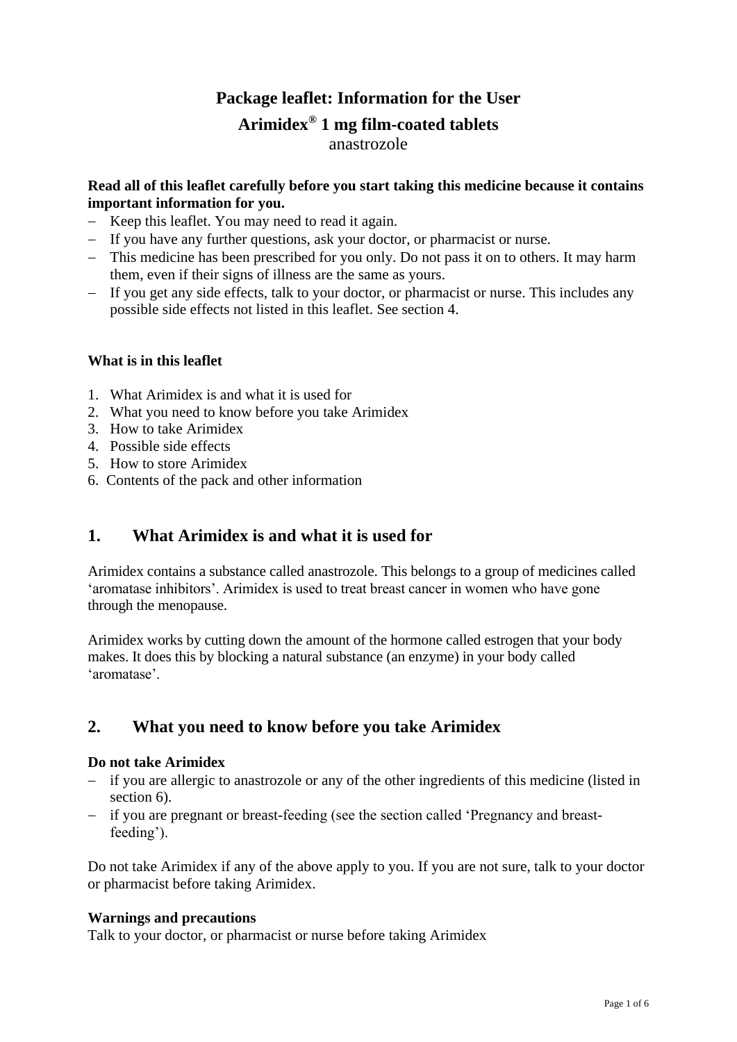**Package leaflet: Information for the User**

**Arimidex® 1 mg film-coated tablets**

anastrozole

**Read all of this leaflet carefully before you start taking this medicine because it contains important information for you.**

- Keep this leaflet. You may need to read it again.
- If you have any further questions, ask your doctor, or pharmacist or nurse.
- This medicine has been prescribed for you only. Do not pass it on to others. It may harm them, even if their signs of illness are the same as yours.
- If you get any side effects, talk to your doctor, or pharmacist or nurse. This includes any possible side effects not listed in this leaflet. See section 4.

**What is in this leaflet**

1. What Arimidex is and what it is used for
2. What you need to know before you take Arimidex
3. How to take Arimidex
4. Possible side effects
5. How to store Arimidex
6. Contents of the pack and other information

## 1. What Arimidex is and what it is used for

Arimidex contains a substance called anastrozole. This belongs to a group of medicines called 'aromatase inhibitors'. Arimidex is used to treat breast cancer in women who have gone through the menopause.

Arimidex works by cutting down the amount of the hormone called estrogen that your body makes. It does this by blocking a natural substance (an enzyme) in your body called 'aromatase'.

## 2. What you need to know before you take Arimidex

**Do not take Arimidex**

- if you are allergic to anastrozole or any of the other ingredients of this medicine (listed in section 6).
- if you are pregnant or breast-feeding (see the section called 'Pregnancy and breast-feeding').

Do not take Arimidex if any of the above apply to you. If you are not sure, talk to your doctor or pharmacist before taking Arimidex.

**Warnings and precautions**

Talk to your doctor, or pharmacist or nurse before taking Arimidex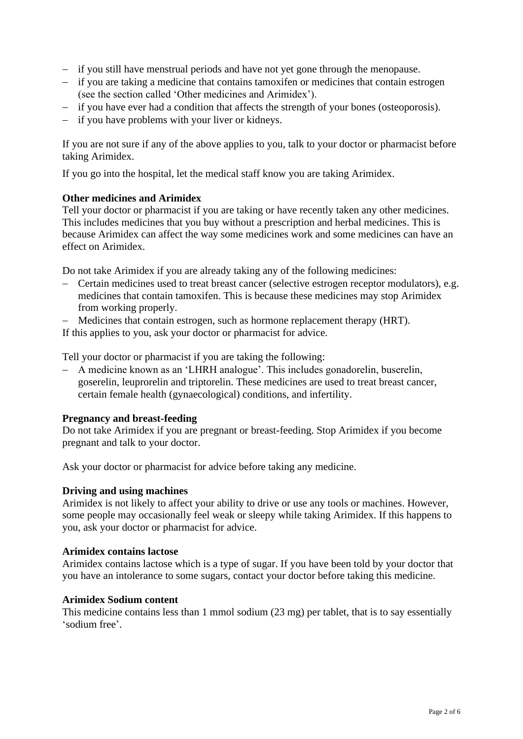- if you still have menstrual periods and have not yet gone through the menopause.
- if you are taking a medicine that contains tamoxifen or medicines that contain estrogen (see the section called 'Other medicines and Arimidex').
- if you have ever had a condition that affects the strength of your bones (osteoporosis).
- if you have problems with your liver or kidneys.

If you are not sure if any of the above applies to you, talk to your doctor or pharmacist before taking Arimidex.

If you go into the hospital, let the medical staff know you are taking Arimidex.

**Other medicines and Arimidex**

Tell your doctor or pharmacist if you are taking or have recently taken any other medicines. This includes medicines that you buy without a prescription and herbal medicines. This is because Arimidex can affect the way some medicines work and some medicines can have an effect on Arimidex.

Do not take Arimidex if you are already taking any of the following medicines:

- Certain medicines used to treat breast cancer (selective estrogen receptor modulators), e.g. medicines that contain tamoxifen. This is because these medicines may stop Arimidex from working properly.
- Medicines that contain estrogen, such as hormone replacement therapy (HRT).

If this applies to you, ask your doctor or pharmacist for advice.

Tell your doctor or pharmacist if you are taking the following:

- A medicine known as an 'LHRH analogue'. This includes gonadorelin, buserelin, goserelin, leuprorelin and triptorelin. These medicines are used to treat breast cancer, certain female health (gynaecological) conditions, and infertility.

**Pregnancy and breast-feeding**

Do not take Arimidex if you are pregnant or breast-feeding. Stop Arimidex if you become pregnant and talk to your doctor.

Ask your doctor or pharmacist for advice before taking any medicine.

**Driving and using machines**

Arimidex is not likely to affect your ability to drive or use any tools or machines. However, some people may occasionally feel weak or sleepy while taking Arimidex. If this happens to you, ask your doctor or pharmacist for advice.

**Arimidex contains lactose**

Arimidex contains lactose which is a type of sugar. If you have been told by your doctor that you have an intolerance to some sugars, contact your doctor before taking this medicine.

**Arimidex Sodium content**

This medicine contains less than 1 mmol sodium (23 mg) per tablet, that is to say essentially 'sodium free'.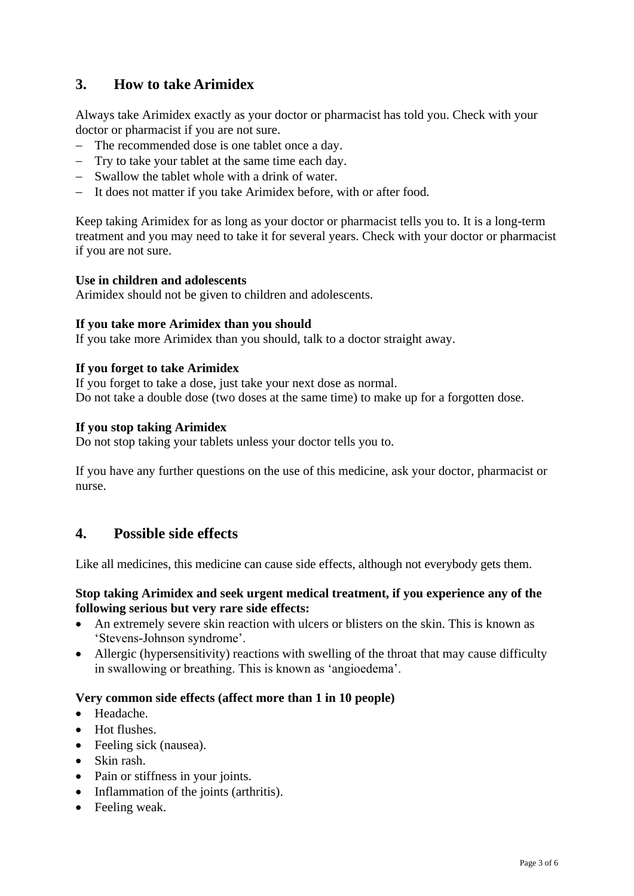## 3. How to take Arimidex

Always take Arimidex exactly as your doctor or pharmacist has told you. Check with your doctor or pharmacist if you are not sure.

- The recommended dose is one tablet once a day.
- Try to take your tablet at the same time each day.
- Swallow the tablet whole with a drink of water.
- It does not matter if you take Arimidex before, with or after food.

Keep taking Arimidex for as long as your doctor or pharmacist tells you to. It is a long-term treatment and you may need to take it for several years. Check with your doctor or pharmacist if you are not sure.

**Use in children and adolescents**
Arimidex should not be given to children and adolescents.

**If you take more Arimidex than you should**
If you take more Arimidex than you should, talk to a doctor straight away.

**If you forget to take Arimidex**
If you forget to take a dose, just take your next dose as normal.
Do not take a double dose (two doses at the same time) to make up for a forgotten dose.

**If you stop taking Arimidex**
Do not stop taking your tablets unless your doctor tells you to.

If you have any further questions on the use of this medicine, ask your doctor, pharmacist or nurse.

## 4. Possible side effects

Like all medicines, this medicine can cause side effects, although not everybody gets them.

**Stop taking Arimidex and seek urgent medical treatment, if you experience any of the following serious but very rare side effects:**

- An extremely severe skin reaction with ulcers or blisters on the skin. This is known as 'Stevens-Johnson syndrome'.
- Allergic (hypersensitivity) reactions with swelling of the throat that may cause difficulty in swallowing or breathing. This is known as 'angioedema'.

**Very common side effects (affect more than 1 in 10 people)**

- Headache.
- Hot flushes.
- Feeling sick (nausea).
- Skin rash.
- Pain or stiffness in your joints.
- Inflammation of the joints (arthritis).
- Feeling weak.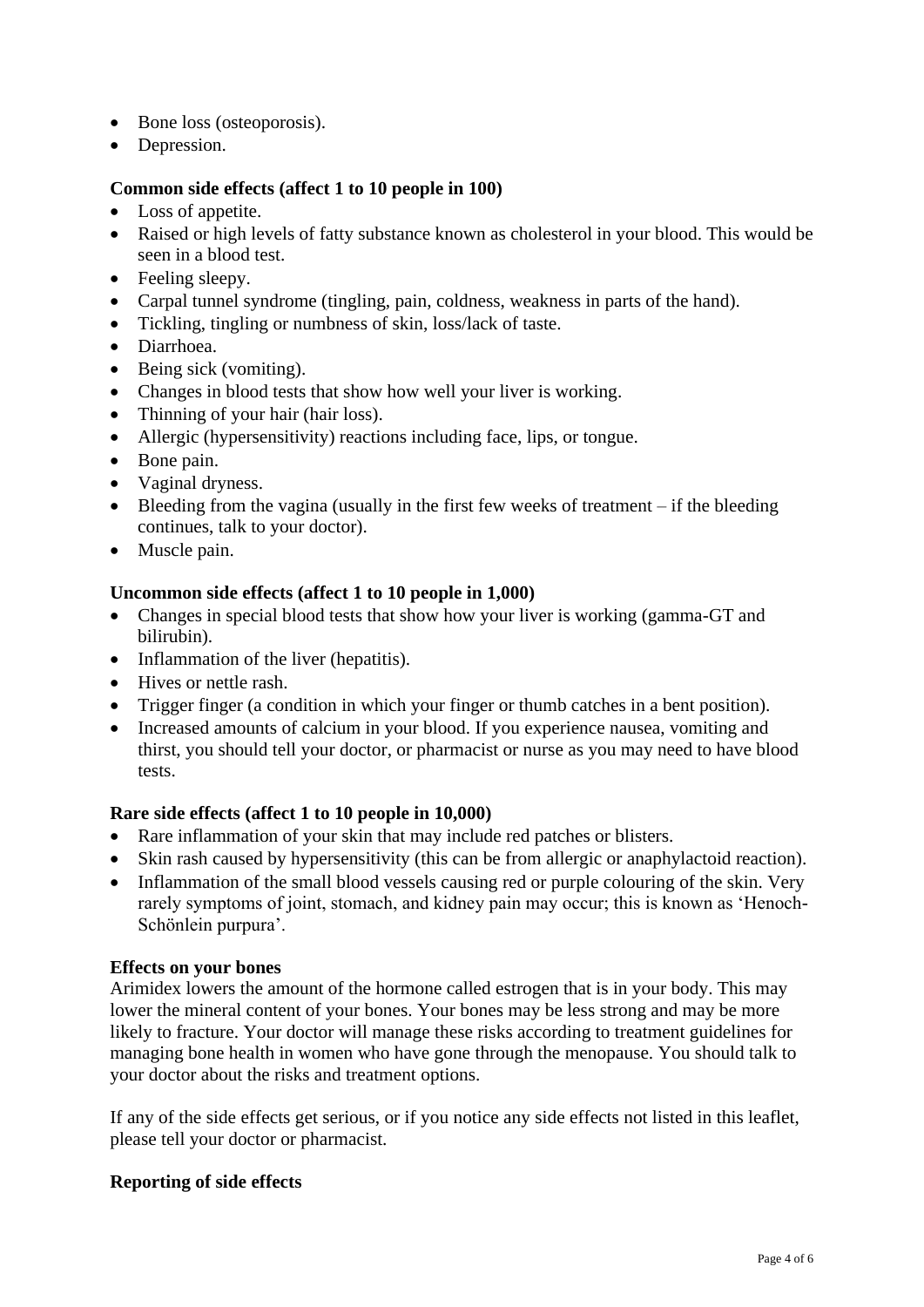- Bone loss (osteoporosis).
- Depression.

**Common side effects (affect 1 to 10 people in 100)**

- Loss of appetite.
- Raised or high levels of fatty substance known as cholesterol in your blood. This would be seen in a blood test.
- Feeling sleepy.
- Carpal tunnel syndrome (tingling, pain, coldness, weakness in parts of the hand).
- Tickling, tingling or numbness of skin, loss/lack of taste.
- Diarrhoea.
- Being sick (vomiting).
- Changes in blood tests that show how well your liver is working.
- Thinning of your hair (hair loss).
- Allergic (hypersensitivity) reactions including face, lips, or tongue.
- Bone pain.
- Vaginal dryness.
- Bleeding from the vagina (usually in the first few weeks of treatment – if the bleeding continues, talk to your doctor).
- Muscle pain.

**Uncommon side effects (affect 1 to 10 people in 1,000)**

- Changes in special blood tests that show how your liver is working (gamma-GT and bilirubin).
- Inflammation of the liver (hepatitis).
- Hives or nettle rash.
- Trigger finger (a condition in which your finger or thumb catches in a bent position).
- Increased amounts of calcium in your blood. If you experience nausea, vomiting and thirst, you should tell your doctor, or pharmacist or nurse as you may need to have blood tests.

**Rare side effects (affect 1 to 10 people in 10,000)**

- Rare inflammation of your skin that may include red patches or blisters.
- Skin rash caused by hypersensitivity (this can be from allergic or anaphylactoid reaction).
- Inflammation of the small blood vessels causing red or purple colouring of the skin. Very rarely symptoms of joint, stomach, and kidney pain may occur; this is known as 'Henoch-Schönlein purpura'.

**Effects on your bones**

Arimidex lowers the amount of the hormone called estrogen that is in your body. This may lower the mineral content of your bones. Your bones may be less strong and may be more likely to fracture. Your doctor will manage these risks according to treatment guidelines for managing bone health in women who have gone through the menopause. You should talk to your doctor about the risks and treatment options.

If any of the side effects get serious, or if you notice any side effects not listed in this leaflet, please tell your doctor or pharmacist.

**Reporting of side effects**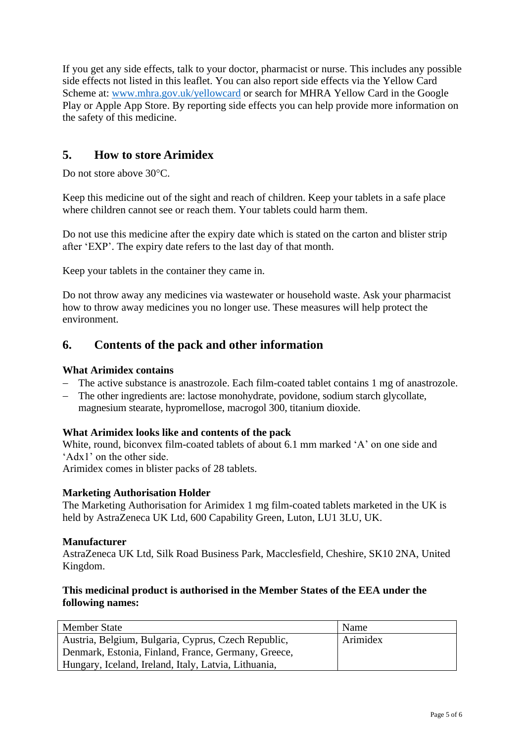If you get any side effects, talk to your doctor, pharmacist or nurse. This includes any possible side effects not listed in this leaflet. You can also report side effects via the Yellow Card Scheme at: [www.mhra.gov.uk/yellowcard](www.mhra.gov.uk/yellowcard) or search for MHRA Yellow Card in the Google Play or Apple App Store. By reporting side effects you can help provide more information on the safety of this medicine.

## 5. How to store Arimidex

Do not store above 30°C.

Keep this medicine out of the sight and reach of children. Keep your tablets in a safe place where children cannot see or reach them. Your tablets could harm them.

Do not use this medicine after the expiry date which is stated on the carton and blister strip after 'EXP'. The expiry date refers to the last day of that month.

Keep your tablets in the container they came in.

Do not throw away any medicines via wastewater or household waste. Ask your pharmacist how to throw away medicines you no longer use. These measures will help protect the environment.

## 6. Contents of the pack and other information

**What Arimidex contains**

- The active substance is anastrozole. Each film-coated tablet contains 1 mg of anastrozole.
- The other ingredients are: lactose monohydrate, povidone, sodium starch glycollate, magnesium stearate, hypromellose, macrogol 300, titanium dioxide.

**What Arimidex looks like and contents of the pack**

White, round, biconvex film-coated tablets of about 6.1 mm marked 'A' on one side and 'Adx1' on the other side.
Arimidex comes in blister packs of 28 tablets.

**Marketing Authorisation Holder**

The Marketing Authorisation for Arimidex 1 mg film-coated tablets marketed in the UK is held by AstraZeneca UK Ltd, 600 Capability Green, Luton, LU1 3LU, UK.

**Manufacturer**

AstraZeneca UK Ltd, Silk Road Business Park, Macclesfield, Cheshire, SK10 2NA, United Kingdom.

**This medicinal product is authorised in the Member States of the EEA under the following names:**

| Member State | Name |
|---|---|
| Austria, Belgium, Bulgaria, Cyprus, Czech Republic, Denmark, Estonia, Finland, France, Germany, Greece, Hungary, Iceland, Ireland, Italy, Latvia, Lithuania, | Arimidex |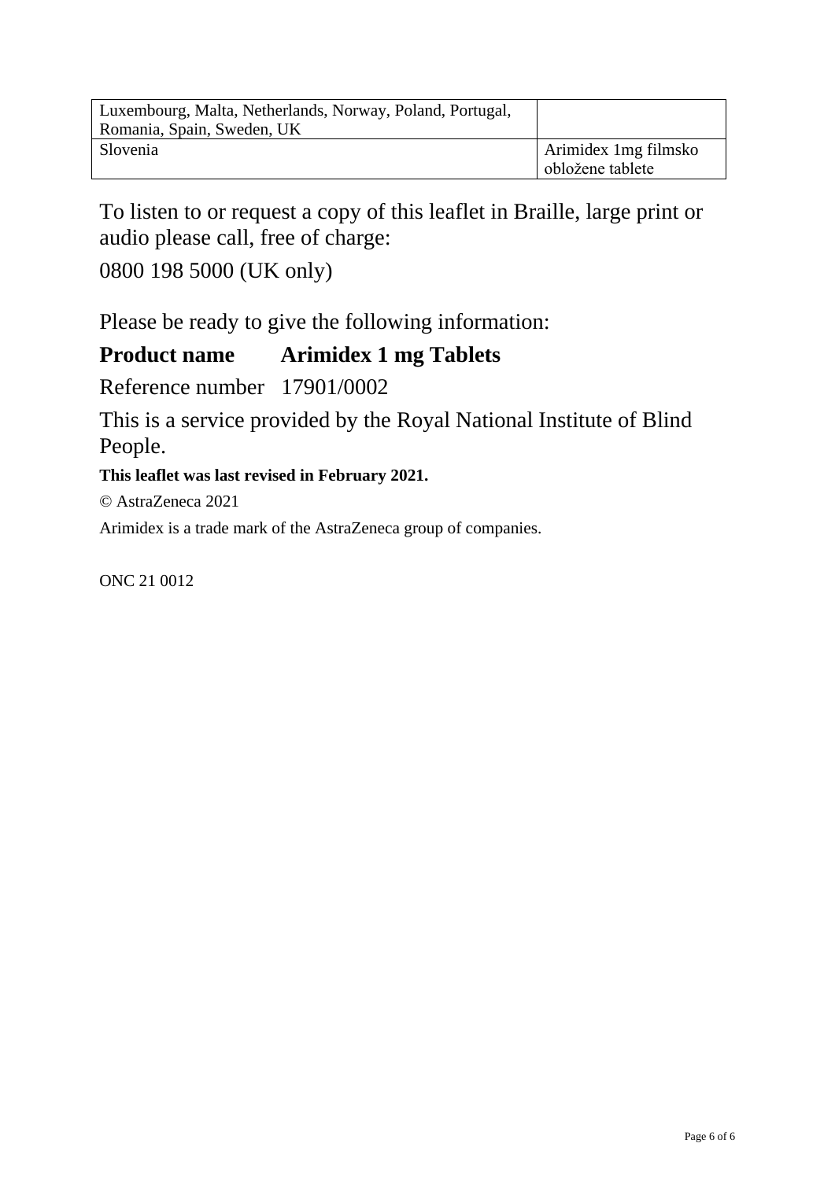| | |
|---|---|
| Luxembourg, Malta, Netherlands, Norway, Poland, Portugal, Romania, Spain, Sweden, UK | |
| Slovenia | Arimidex 1mg filmsko obložene tablete |

To listen to or request a copy of this leaflet in Braille, large print or audio please call, free of charge:

0800 198 5000 (UK only)

Please be ready to give the following information:

**Product name Arimidex 1 mg Tablets**

Reference number 17901/0002

This is a service provided by the Royal National Institute of Blind People.

**This leaflet was last revised in February 2021.**

© AstraZeneca 2021

Arimidex is a trade mark of the AstraZeneca group of companies.

ONC 21 0012